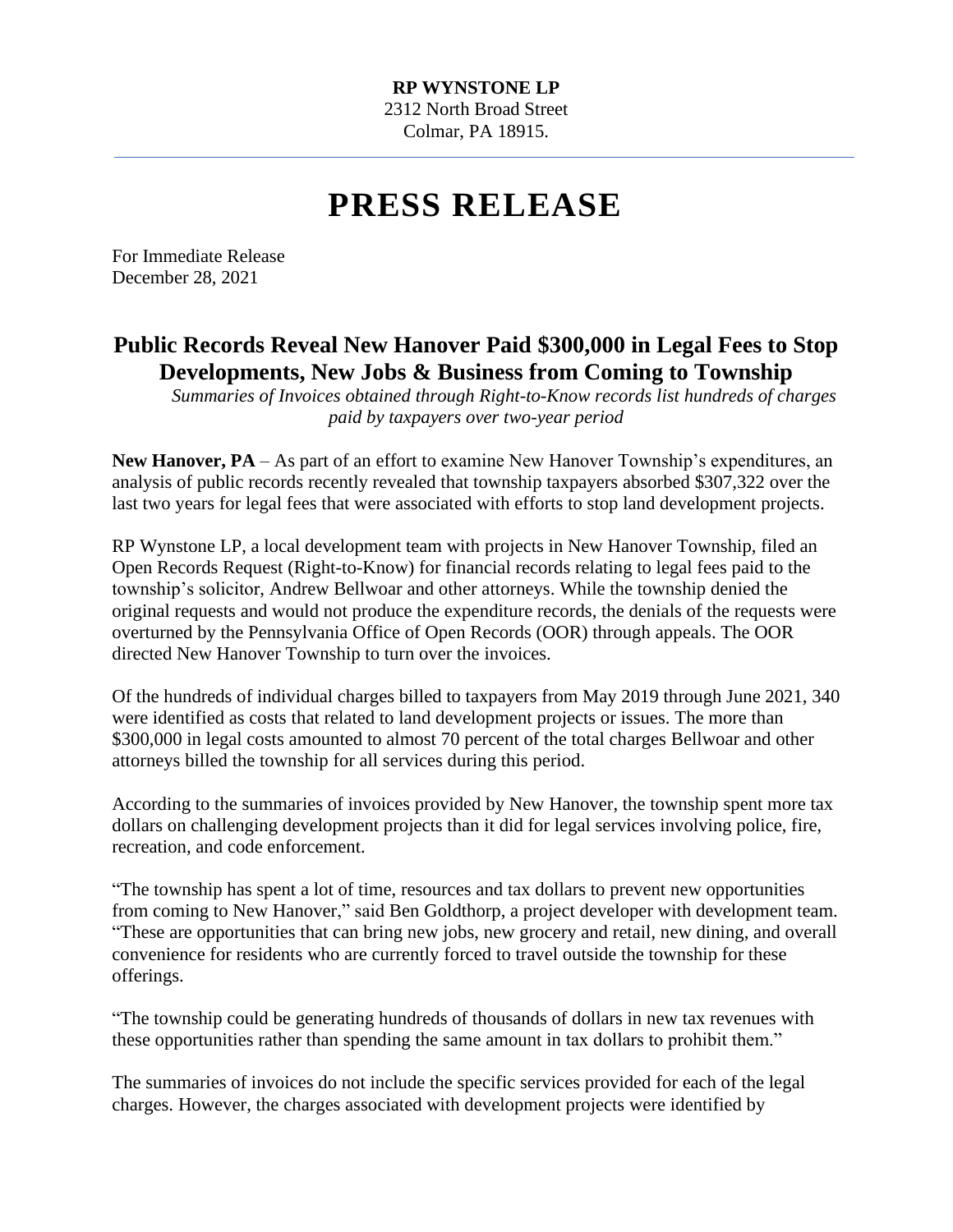**RP WYNSTONE LP**
2312 North Broad Street
Colmar, PA 18915.

---

# PRESS RELEASE

For Immediate Release
December 28, 2021

## Public Records Reveal New Hanover Paid $300,000 in Legal Fees to Stop Developments, New Jobs & Business from Coming to Township

*Summaries of Invoices obtained through Right-to-Know records list hundreds of charges paid by taxpayers over two-year period*

**New Hanover, PA** – As part of an effort to examine New Hanover Township's expenditures, an analysis of public records recently revealed that township taxpayers absorbed $307,322 over the last two years for legal fees that were associated with efforts to stop land development projects.

RP Wynstone LP, a local development team with projects in New Hanover Township, filed an Open Records Request (Right-to-Know) for financial records relating to legal fees paid to the township's solicitor, Andrew Bellwoar and other attorneys. While the township denied the original requests and would not produce the expenditure records, the denials of the requests were overturned by the Pennsylvania Office of Open Records (OOR) through appeals. The OOR directed New Hanover Township to turn over the invoices.

Of the hundreds of individual charges billed to taxpayers from May 2019 through June 2021, 340 were identified as costs that related to land development projects or issues. The more than $300,000 in legal costs amounted to almost 70 percent of the total charges Bellwoar and other attorneys billed the township for all services during this period.

According to the summaries of invoices provided by New Hanover, the township spent more tax dollars on challenging development projects than it did for legal services involving police, fire, recreation, and code enforcement.

"The township has spent a lot of time, resources and tax dollars to prevent new opportunities from coming to New Hanover," said Ben Goldthorp, a project developer with development team. "These are opportunities that can bring new jobs, new grocery and retail, new dining, and overall convenience for residents who are currently forced to travel outside the township for these offerings.

"The township could be generating hundreds of thousands of dollars in new tax revenues with these opportunities rather than spending the same amount in tax dollars to prohibit them."

The summaries of invoices do not include the specific services provided for each of the legal charges. However, the charges associated with development projects were identified by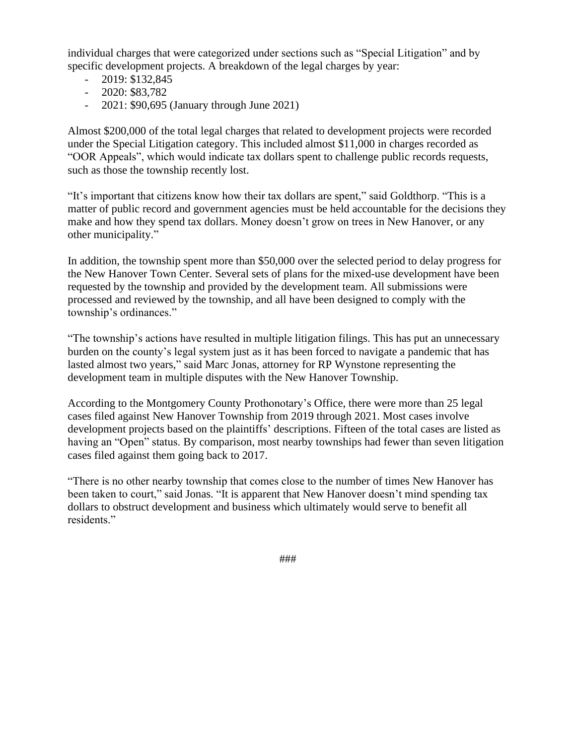individual charges that were categorized under sections such as "Special Litigation" and by specific development projects. A breakdown of the legal charges by year:

- 2019: $132,845
- 2020: $83,782
- 2021: $90,695 (January through June 2021)

Almost $200,000 of the total legal charges that related to development projects were recorded under the Special Litigation category. This included almost $11,000 in charges recorded as "OOR Appeals", which would indicate tax dollars spent to challenge public records requests, such as those the township recently lost.

"It's important that citizens know how their tax dollars are spent," said Goldthorp. "This is a matter of public record and government agencies must be held accountable for the decisions they make and how they spend tax dollars. Money doesn't grow on trees in New Hanover, or any other municipality."

In addition, the township spent more than $50,000 over the selected period to delay progress for the New Hanover Town Center. Several sets of plans for the mixed-use development have been requested by the township and provided by the development team. All submissions were processed and reviewed by the township, and all have been designed to comply with the township's ordinances."

"The township's actions have resulted in multiple litigation filings. This has put an unnecessary burden on the county's legal system just as it has been forced to navigate a pandemic that has lasted almost two years," said Marc Jonas, attorney for RP Wynstone representing the development team in multiple disputes with the New Hanover Township.

According to the Montgomery County Prothonotary's Office, there were more than 25 legal cases filed against New Hanover Township from 2019 through 2021. Most cases involve development projects based on the plaintiffs' descriptions. Fifteen of the total cases are listed as having an "Open" status. By comparison, most nearby townships had fewer than seven litigation cases filed against them going back to 2017.

"There is no other nearby township that comes close to the number of times New Hanover has been taken to court," said Jonas. "It is apparent that New Hanover doesn't mind spending tax dollars to obstruct development and business which ultimately would serve to benefit all residents."

###